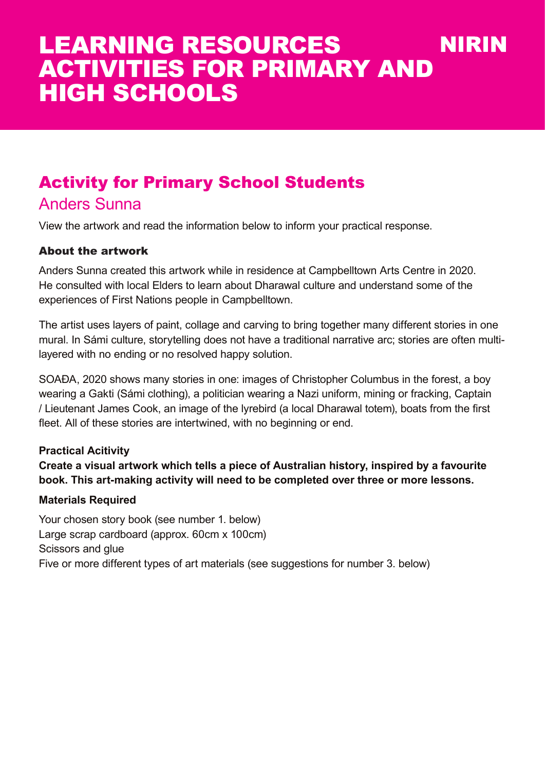# LEARNING RESOURCES ACTIVITIES FOR PRIMARY AND HIGH SCHOOLS

NIRIN

## Activity for Primary School Students

### Anders Sunna

View the artwork and read the information below to inform your practical response.

#### About the artwork

Anders Sunna created this artwork while in residence at Campbelltown Arts Centre in 2020. He consulted with local Elders to learn about Dharawal culture and understand some of the experiences of First Nations people in Campbelltown.

The artist uses layers of paint, collage and carving to bring together many different stories in one mural. In Sámi culture, storytelling does not have a traditional narrative arc; stories are often multi-layered with no ending or no resolved happy solution.

SOAĐA, 2020 shows many stories in one: images of Christopher Columbus in the forest, a boy wearing a Gakti (Sámi clothing), a politician wearing a Nazi uniform, mining or fracking, Captain / Lieutenant James Cook, an image of the lyrebird (a local Dharawal totem), boats from the first fleet. All of these stories are intertwined, with no beginning or end.

**Practical Acitivity**

**Create a visual artwork which tells a piece of Australian history, inspired by a favourite book. This art-making activity will need to be completed over three or more lessons.**

**Materials Required**

Your chosen story book (see number 1. below)
Large scrap cardboard (approx. 60cm x 100cm)
Scissors and glue
Five or more different types of art materials (see suggestions for number 3. below)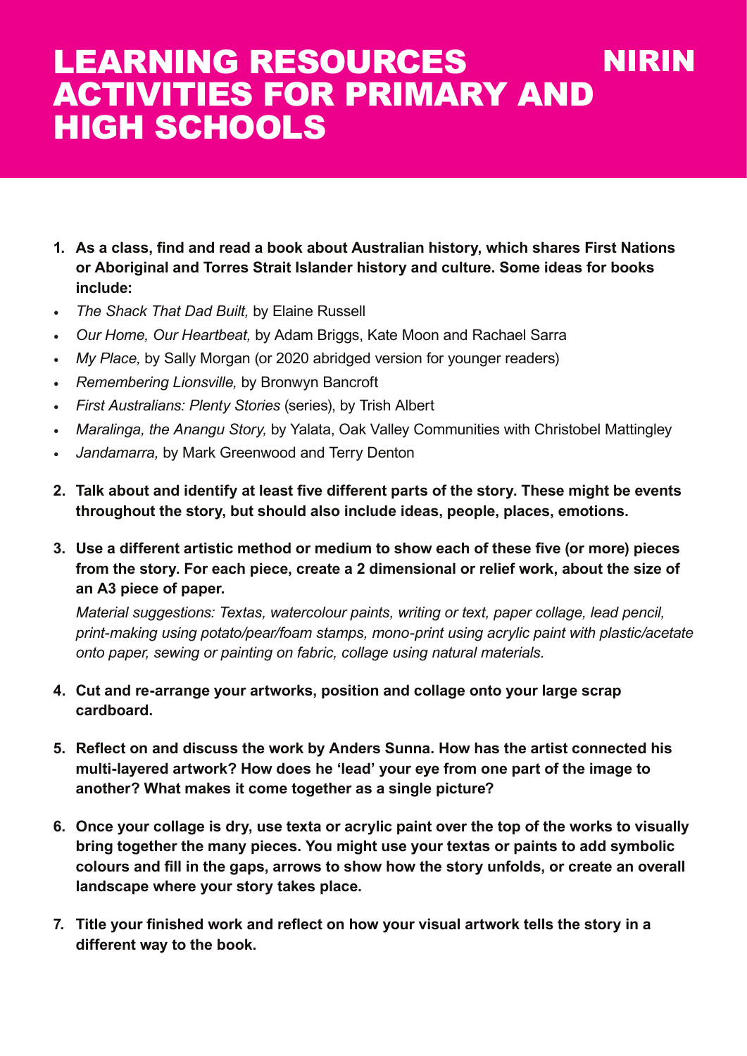# LEARNING RESOURCES ACTIVITIES FOR PRIMARY AND HIGH SCHOOLS

NIRIN

1. **As a class, find and read a book about Australian history, which shares First Nations or Aboriginal and Torres Strait Islander history and culture. Some ideas for books include:**

- *The Shack That Dad Built,* by Elaine Russell
- *Our Home, Our Heartbeat,* by Adam Briggs, Kate Moon and Rachael Sarra
- *My Place,* by Sally Morgan (or 2020 abridged version for younger readers)
- *Remembering Lionsville,* by Bronwyn Bancroft
- *First Australians: Plenty Stories* (series), by Trish Albert
- *Maralinga, the Anangu Story,* by Yalata, Oak Valley Communities with Christobel Mattingley
- *Jandamarra,* by Mark Greenwood and Terry Denton

2. **Talk about and identify at least five different parts of the story. These might be events throughout the story, but should also include ideas, people, places, emotions.**

3. **Use a different artistic method or medium to show each of these five (or more) pieces from the story. For each piece, create a 2 dimensional or relief work, about the size of an A3 piece of paper.**

   *Material suggestions: Textas, watercolour paints, writing or text, paper collage, lead pencil, print-making using potato/pear/foam stamps, mono-print using acrylic paint with plastic/acetate onto paper, sewing or painting on fabric, collage using natural materials.*

4. **Cut and re-arrange your artworks, position and collage onto your large scrap cardboard.**

5. **Reflect on and discuss the work by Anders Sunna. How has the artist connected his multi-layered artwork? How does he 'lead' your eye from one part of the image to another? What makes it come together as a single picture?**

6. **Once your collage is dry, use texta or acrylic paint over the top of the works to visually bring together the many pieces. You might use your textas or paints to add symbolic colours and fill in the gaps, arrows to show how the story unfolds, or create an overall landscape where your story takes place.**

7. **Title your finished work and reflect on how your visual artwork tells the story in a different way to the book.**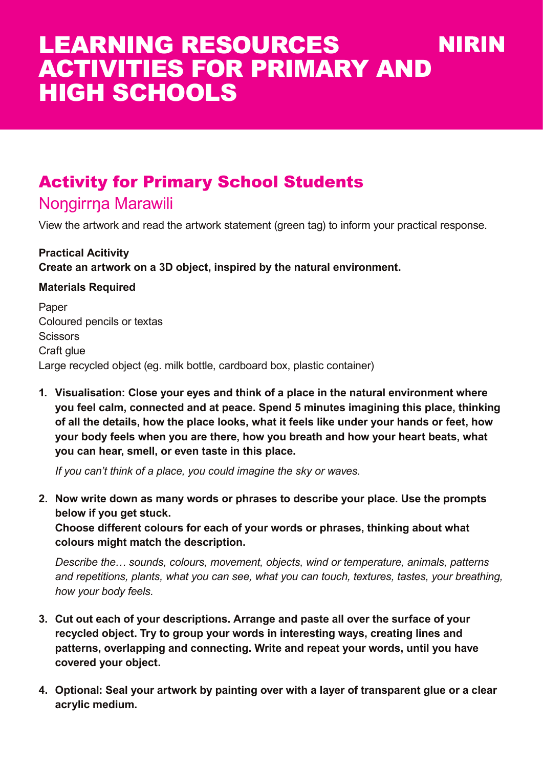# LEARNING RESOURCES ACTIVITIES FOR PRIMARY AND HIGH SCHOOLS

NIRIN

## Activity for Primary School Students

### Noŋgirrŋa Marawili

View the artwork and read the artwork statement (green tag) to inform your practical response.

**Practical Acitivity**
**Create an artwork on a 3D object, inspired by the natural environment.**

**Materials Required**

Paper
Coloured pencils or textas
Scissors
Craft glue
Large recycled object (eg. milk bottle, cardboard box, plastic container)

1. **Visualisation: Close your eyes and think of a place in the natural environment where you feel calm, connected and at peace. Spend 5 minutes imagining this place, thinking of all the details, how the place looks, what it feels like under your hands or feet, how your body feels when you are there, how you breath and how your heart beats, what you can hear, smell, or even taste in this place.**

   *If you can't think of a place, you could imagine the sky or waves.*

2. **Now write down as many words or phrases to describe your place. Use the prompts below if you get stuck.**
   **Choose different colours for each of your words or phrases, thinking about what colours might match the description.**

   *Describe the… sounds, colours, movement, objects, wind or temperature, animals, patterns and repetitions, plants, what you can see, what you can touch, textures, tastes, your breathing, how your body feels.*

3. **Cut out each of your descriptions. Arrange and paste all over the surface of your recycled object. Try to group your words in interesting ways, creating lines and patterns, overlapping and connecting. Write and repeat your words, until you have covered your object.**

4. **Optional: Seal your artwork by painting over with a layer of transparent glue or a clear acrylic medium.**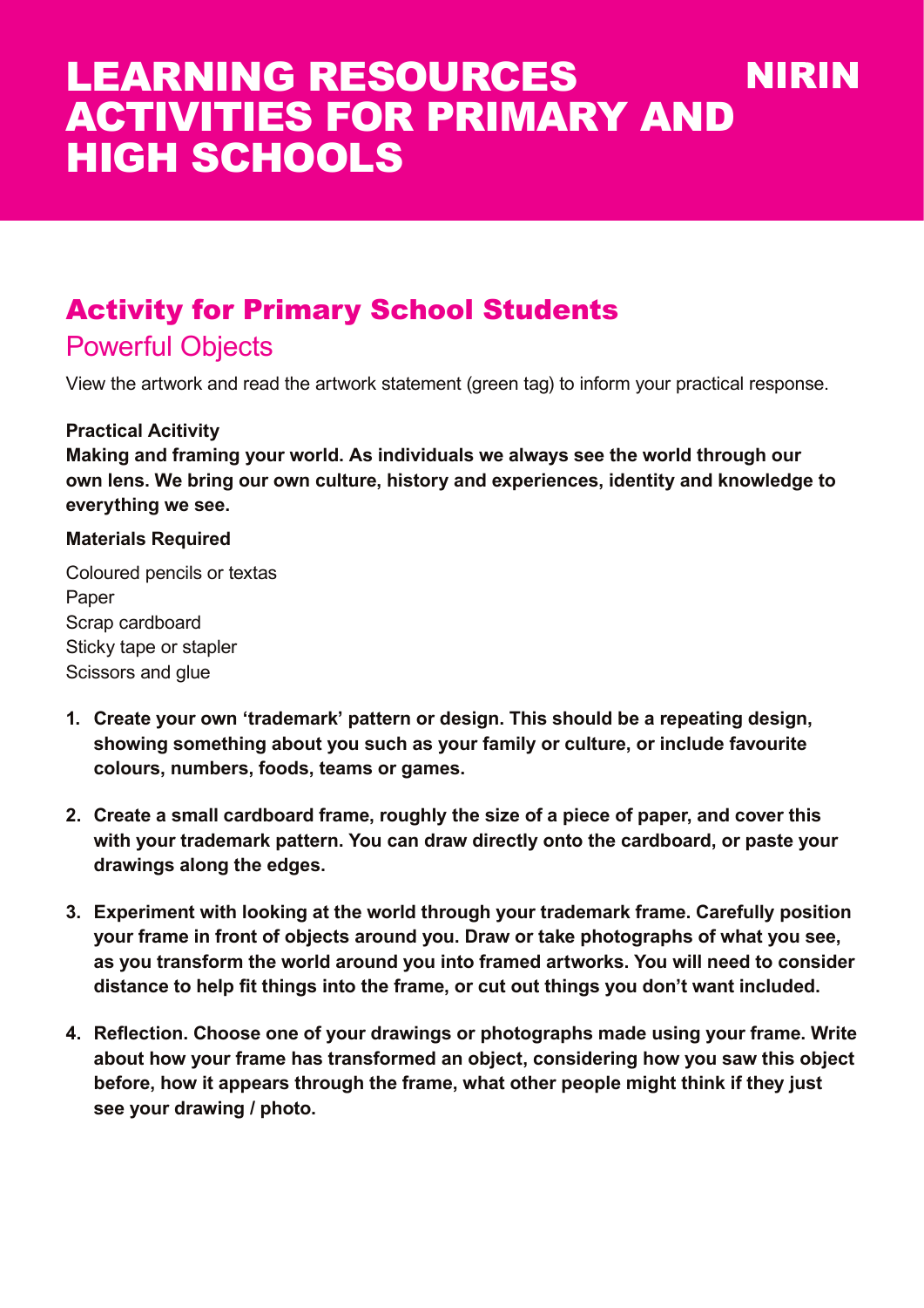# LEARNING RESOURCES ACTIVITIES FOR PRIMARY AND HIGH SCHOOLS

NIRIN

## Activity for Primary School Students

### Powerful Objects

View the artwork and read the artwork statement (green tag) to inform your practical response.

**Practical Acitivity**

**Making and framing your world. As individuals we always see the world through our own lens. We bring our own culture, history and experiences, identity and knowledge to everything we see.**

**Materials Required**

Coloured pencils or textas
Paper
Scrap cardboard
Sticky tape or stapler
Scissors and glue

1. **Create your own 'trademark' pattern or design. This should be a repeating design, showing something about you such as your family or culture, or include favourite colours, numbers, foods, teams or games.**

2. **Create a small cardboard frame, roughly the size of a piece of paper, and cover this with your trademark pattern. You can draw directly onto the cardboard, or paste your drawings along the edges.**

3. **Experiment with looking at the world through your trademark frame. Carefully position your frame in front of objects around you. Draw or take photographs of what you see, as you transform the world around you into framed artworks. You will need to consider distance to help fit things into the frame, or cut out things you don't want included.**

4. **Reflection. Choose one of your drawings or photographs made using your frame. Write about how your frame has transformed an object, considering how you saw this object before, how it appears through the frame, what other people might think if they just see your drawing / photo.**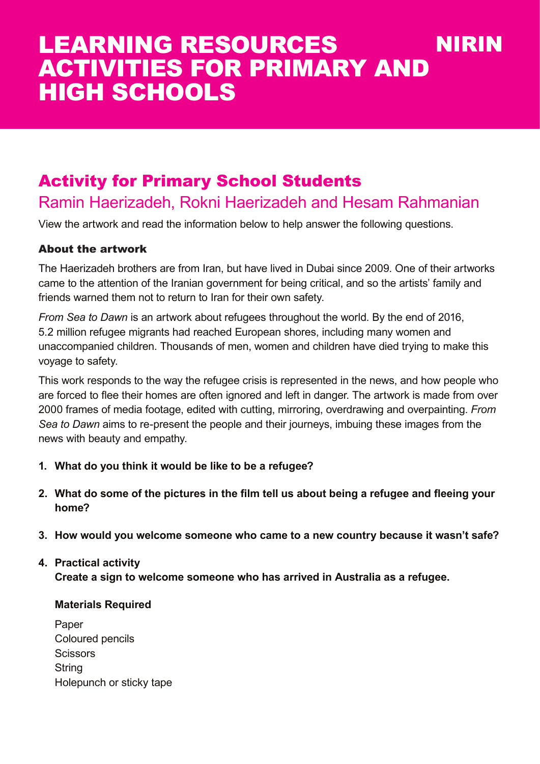# LEARNING RESOURCES ACTIVITIES FOR PRIMARY AND HIGH SCHOOLS

NIRIN

## Activity for Primary School Students

### Ramin Haerizadeh, Rokni Haerizadeh and Hesam Rahmanian

View the artwork and read the information below to help answer the following questions.

#### About the artwork

The Haerizadeh brothers are from Iran, but have lived in Dubai since 2009. One of their artworks came to the attention of the Iranian government for being critical, and so the artists' family and friends warned them not to return to Iran for their own safety.

*From Sea to Dawn* is an artwork about refugees throughout the world. By the end of 2016, 5.2 million refugee migrants had reached European shores, including many women and unaccompanied children. Thousands of men, women and children have died trying to make this voyage to safety.

This work responds to the way the refugee crisis is represented in the news, and how people who are forced to flee their homes are often ignored and left in danger. The artwork is made from over 2000 frames of media footage, edited with cutting, mirroring, overdrawing and overpainting. *From Sea to Dawn* aims to re-present the people and their journeys, imbuing these images from the news with beauty and empathy.

1. **What do you think it would be like to be a refugee?**
2. **What do some of the pictures in the film tell us about being a refugee and fleeing your home?**
3. **How would you welcome someone who came to a new country because it wasn't safe?**
4. **Practical activity**
   **Create a sign to welcome someone who has arrived in Australia as a refugee.**

   **Materials Required**

   Paper
   Coloured pencils
   Scissors
   String
   Holepunch or sticky tape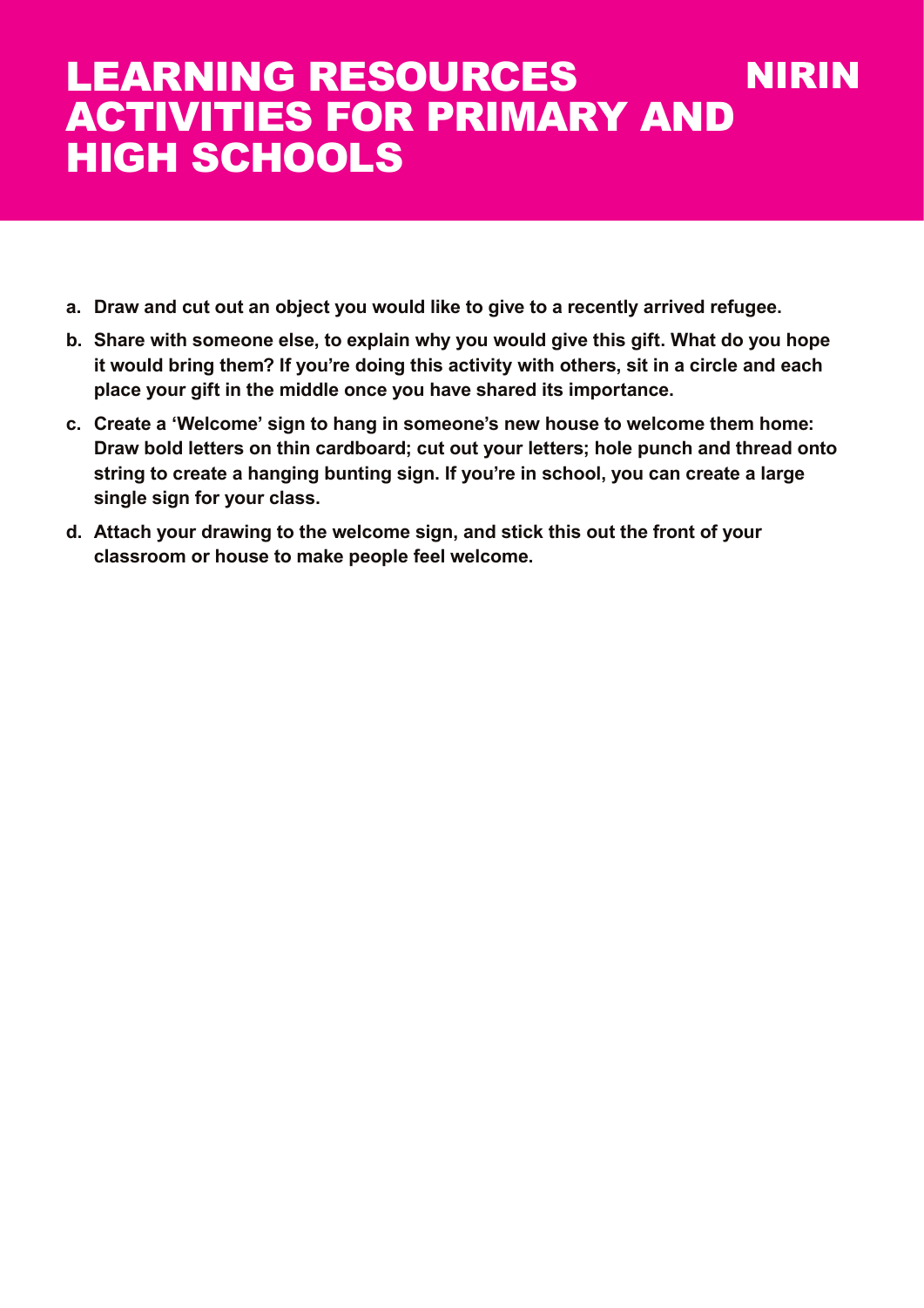# LEARNING RESOURCES ACTIVITIES FOR PRIMARY AND HIGH SCHOOLS

NIRIN

a. **Draw and cut out an object you would like to give to a recently arrived refugee.**

b. **Share with someone else, to explain why you would give this gift. What do you hope it would bring them? If you're doing this activity with others, sit in a circle and each place your gift in the middle once you have shared its importance.**

c. **Create a 'Welcome' sign to hang in someone's new house to welcome them home: Draw bold letters on thin cardboard; cut out your letters; hole punch and thread onto string to create a hanging bunting sign. If you're in school, you can create a large single sign for your class.**

d. **Attach your drawing to the welcome sign, and stick this out the front of your classroom or house to make people feel welcome.**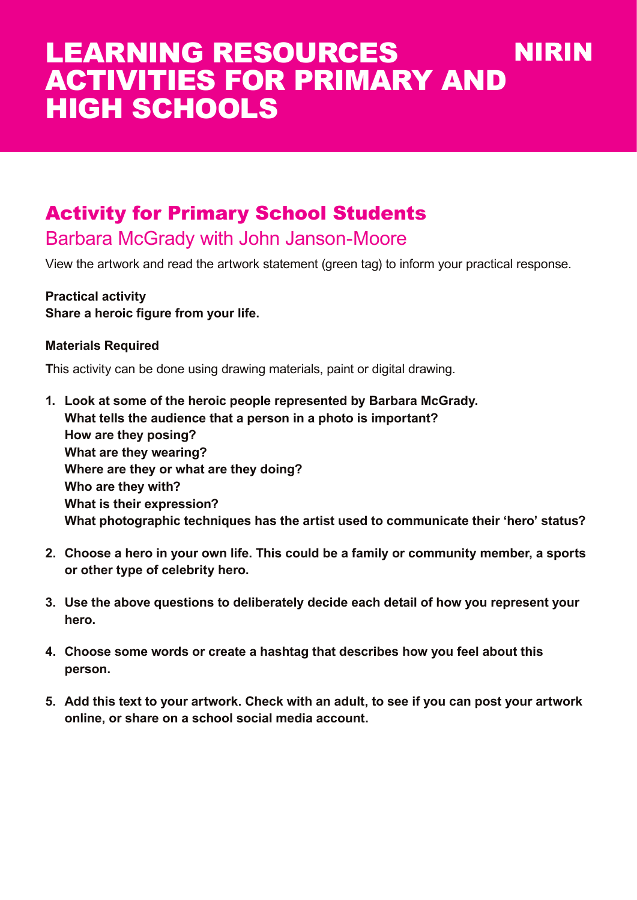# LEARNING RESOURCES ACTIVITIES FOR PRIMARY AND HIGH SCHOOLS

NIRIN

## Activity for Primary School Students

### Barbara McGrady with John Janson-Moore

View the artwork and read the artwork statement (green tag) to inform your practical response.

**Practical activity**
**Share a heroic figure from your life.**

**Materials Required**

This activity can be done using drawing materials, paint or digital drawing.

1. **Look at some of the heroic people represented by Barbara McGrady.**
   **What tells the audience that a person in a photo is important?**
   **How are they posing?**
   **What are they wearing?**
   **Where are they or what are they doing?**
   **Who are they with?**
   **What is their expression?**
   **What photographic techniques has the artist used to communicate their 'hero' status?**

2. **Choose a hero in your own life. This could be a family or community member, a sports or other type of celebrity hero.**

3. **Use the above questions to deliberately decide each detail of how you represent your hero.**

4. **Choose some words or create a hashtag that describes how you feel about this person.**

5. **Add this text to your artwork. Check with an adult, to see if you can post your artwork online, or share on a school social media account.**